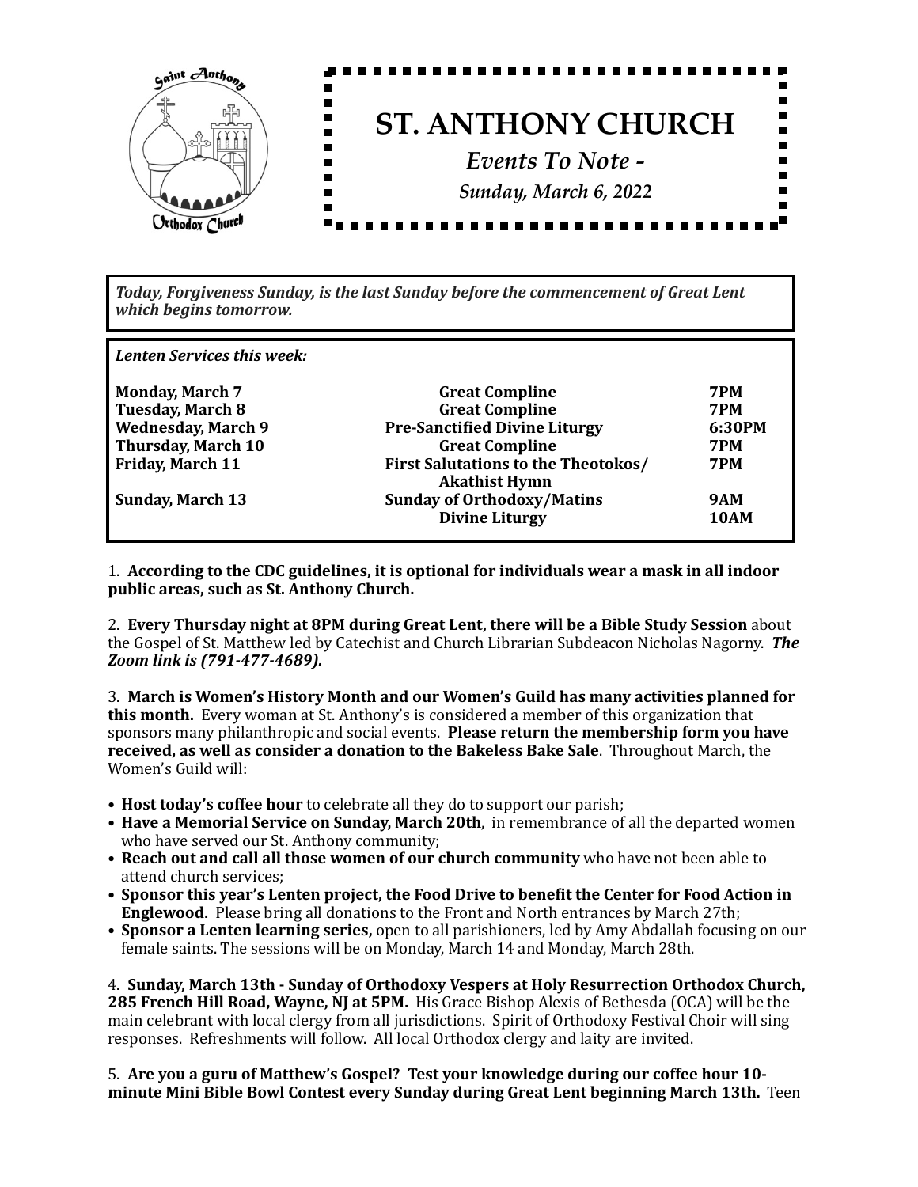# ST. ANTHONY CHURCH

*Events To Note -*

*Sunday, March 6, 2022*

***Today, Forgiveness Sunday, is the last Sunday before the commencement of Great Lent which begins tomorrow.***

***Lenten Services this week:***

| | | |
|---|---|---|
| **Monday, March 7** | **Great Compline** | **7PM** |
| **Tuesday, March 8** | **Great Compline** | **7PM** |
| **Wednesday, March 9** | **Pre-Sanctified Divine Liturgy** | **6:30PM** |
| **Thursday, March 10** | **Great Compline** | **7PM** |
| **Friday, March 11** | **First Salutations to the Theotokos/ Akathist Hymn** | **7PM** |
| **Sunday, March 13** | **Sunday of Orthodoxy/Matins** | **9AM** |
| | **Divine Liturgy** | **10AM** |

1. **According to the CDC guidelines, it is optional for individuals wear a mask in all indoor public areas, such as St. Anthony Church.**

2. **Every Thursday night at 8PM during Great Lent, there will be a Bible Study Session** about the Gospel of St. Matthew led by Catechist and Church Librarian Subdeacon Nicholas Nagorny. ***The Zoom link is (791-477-4689).***

3. **March is Women's History Month and our Women's Guild has many activities planned for this month.** Every woman at St. Anthony's is considered a member of this organization that sponsors many philanthropic and social events. **Please return the membership form you have received, as well as consider a donation to the Bakeless Bake Sale**. Throughout March, the Women's Guild will:

- **Host today's coffee hour** to celebrate all they do to support our parish;
- **Have a Memorial Service on Sunday, March 20th**, in remembrance of all the departed women who have served our St. Anthony community;
- **Reach out and call all those women of our church community** who have not been able to attend church services;
- **Sponsor this year's Lenten project, the Food Drive to benefit the Center for Food Action in Englewood.** Please bring all donations to the Front and North entrances by March 27th;
- **Sponsor a Lenten learning series,** open to all parishioners, led by Amy Abdallah focusing on our female saints. The sessions will be on Monday, March 14 and Monday, March 28th.

4. **Sunday, March 13th - Sunday of Orthodoxy Vespers at Holy Resurrection Orthodox Church, 285 French Hill Road, Wayne, NJ at 5PM.** His Grace Bishop Alexis of Bethesda (OCA) will be the main celebrant with local clergy from all jurisdictions. Spirit of Orthodoxy Festival Choir will sing responses. Refreshments will follow. All local Orthodox clergy and laity are invited.

5. **Are you a guru of Matthew's Gospel? Test your knowledge during our coffee hour 10-minute Mini Bible Bowl Contest every Sunday during Great Lent beginning March 13th.** Teen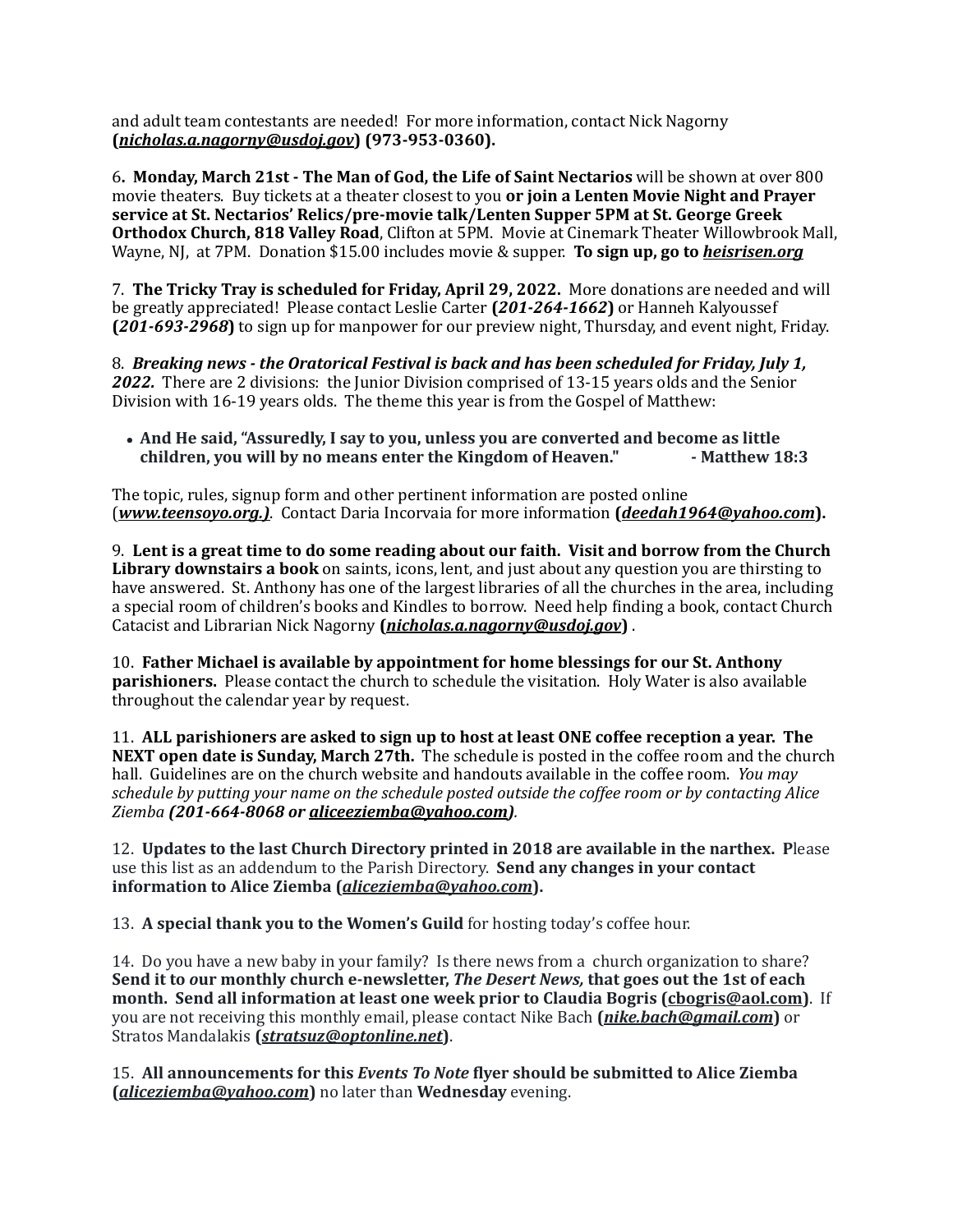and adult team contestants are needed! For more information, contact Nick Nagorny **(*nicholas.a.nagorny@usdoj.gov*) (973-953-0360).**

6**. Monday, March 21st - The Man of God, the Life of Saint Nectarios** will be shown at over 800 movie theaters. Buy tickets at a theater closest to you **or join a Lenten Movie Night and Prayer service at St. Nectarios' Relics/pre-movie talk/Lenten Supper 5PM at St. George Greek Orthodox Church, 818 Valley Road**, Clifton at 5PM. Movie at Cinemark Theater Willowbrook Mall, Wayne, NJ, at 7PM. Donation $15.00 includes movie & supper. **To sign up, go to *heisrisen.org***

7. **The Tricky Tray is scheduled for Friday, April 29, 2022.** More donations are needed and will be greatly appreciated! Please contact Leslie Carter **(*201-264-1662*)** or Hanneh Kalyoussef **(*201-693-2968*)** to sign up for manpower for our preview night, Thursday, and event night, Friday.

8. ***Breaking news - the Oratorical Festival is back and has been scheduled for Friday, July 1, 2022.*** There are 2 divisions: the Junior Division comprised of 13-15 years olds and the Senior Division with 16-19 years olds. The theme this year is from the Gospel of Matthew:

- **And He said, "Assuredly, I say to you, unless you are converted and become as little children, you will by no means enter the Kingdom of Heaven." - Matthew 18:3**

The topic, rules, signup form and other pertinent information are posted online (***www.teensoyo.org.)***. Contact Daria Incorvaia for more information **(*deedah1964@yahoo.com*).**

9. **Lent is a great time to do some reading about our faith. Visit and borrow from the Church Library downstairs a book** on saints, icons, lent, and just about any question you are thirsting to have answered. St. Anthony has one of the largest libraries of all the churches in the area, including a special room of children's books and Kindles to borrow. Need help finding a book, contact Church Catacist and Librarian Nick Nagorny **(*nicholas.a.nagorny@usdoj.gov*)** .

10. **Father Michael is available by appointment for home blessings for our St. Anthony parishioners.** Please contact the church to schedule the visitation. Holy Water is also available throughout the calendar year by request.

11. **ALL parishioners are asked to sign up to host at least ONE coffee reception a year. The NEXT open date is Sunday, March 27th.** The schedule is posted in the coffee room and the church hall. Guidelines are on the church website and handouts available in the coffee room. *You may schedule by putting your name on the schedule posted outside the coffee room or by contacting Alice Ziemba **(201-664-8068 or aliceeziemba@yahoo.com)**.*

12. **Updates to the last Church Directory printed in 2018 are available in the narthex. P**lease use this list as an addendum to the Parish Directory. **Send any changes in your contact information to Alice Ziemba (*aliceziemba@yahoo.com*).**

13. **A special thank you to the Women's Guild** for hosting today's coffee hour.

14. Do you have a new baby in your family? Is there news from a church organization to share? **Send it to our monthly church e-newsletter, *The Desert News,* that goes out the 1st of each month. Send all information at least one week prior to Claudia Bogris (cbogris@aol.com)**. If you are not receiving this monthly email, please contact Nike Bach **(*nike.bach@gmail.com*)** or Stratos Mandalakis **(*stratsuz@optonline.net*)**.

15. **All announcements for this *Events To Note* flyer should be submitted to Alice Ziemba (*aliceziemba@yahoo.com*)** no later than **Wednesday** evening.